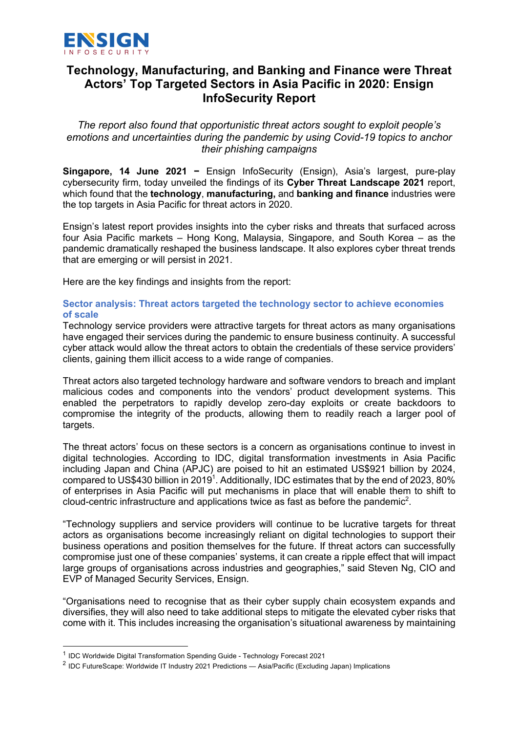# Technology, Manufacturing, and Banking and Finance were Threat Actors' Top Targeted Sectors in Asia Pacific in 2020: Ensign InfoSecurity Report

*The report also found that opportunistic threat actors sought to exploit people's emotions and uncertainties during the pandemic by using Covid-19 topics to anchor their phishing campaigns*

**Singapore, 14 June 2021 −** Ensign InfoSecurity (Ensign), Asia's largest, pure-play cybersecurity firm, today unveiled the findings of its **Cyber Threat Landscape 2021** report, which found that the **technology**, **manufacturing,** and **banking and finance** industries were the top targets in Asia Pacific for threat actors in 2020.

Ensign's latest report provides insights into the cyber risks and threats that surfaced across four Asia Pacific markets – Hong Kong, Malaysia, Singapore, and South Korea – as the pandemic dramatically reshaped the business landscape. It also explores cyber threat trends that are emerging or will persist in 2021.

Here are the key findings and insights from the report:

### Sector analysis: Threat actors targeted the technology sector to achieve economies of scale

Technology service providers were attractive targets for threat actors as many organisations have engaged their services during the pandemic to ensure business continuity. A successful cyber attack would allow the threat actors to obtain the credentials of these service providers' clients, gaining them illicit access to a wide range of companies.

Threat actors also targeted technology hardware and software vendors to breach and implant malicious codes and components into the vendors' product development systems. This enabled the perpetrators to rapidly develop zero-day exploits or create backdoors to compromise the integrity of the products, allowing them to readily reach a larger pool of targets.

The threat actors' focus on these sectors is a concern as organisations continue to invest in digital technologies. According to IDC, digital transformation investments in Asia Pacific including Japan and China (APJC) are poised to hit an estimated US$921 billion by 2024, compared to US$430 billion in 2019[1]. Additionally, IDC estimates that by the end of 2023, 80% of enterprises in Asia Pacific will put mechanisms in place that will enable them to shift to cloud-centric infrastructure and applications twice as fast as before the pandemic[2].

"Technology suppliers and service providers will continue to be lucrative targets for threat actors as organisations become increasingly reliant on digital technologies to support their business operations and position themselves for the future. If threat actors can successfully compromise just one of these companies' systems, it can create a ripple effect that will impact large groups of organisations across industries and geographies," said Steven Ng, CIO and EVP of Managed Security Services, Ensign.

"Organisations need to recognise that as their cyber supply chain ecosystem expands and diversifies, they will also need to take additional steps to mitigate the elevated cyber risks that come with it. This includes increasing the organisation's situational awareness by maintaining

[1] IDC Worldwide Digital Transformation Spending Guide - Technology Forecast 2021

[2] IDC FutureScape: Worldwide IT Industry 2021 Predictions — Asia/Pacific (Excluding Japan) Implications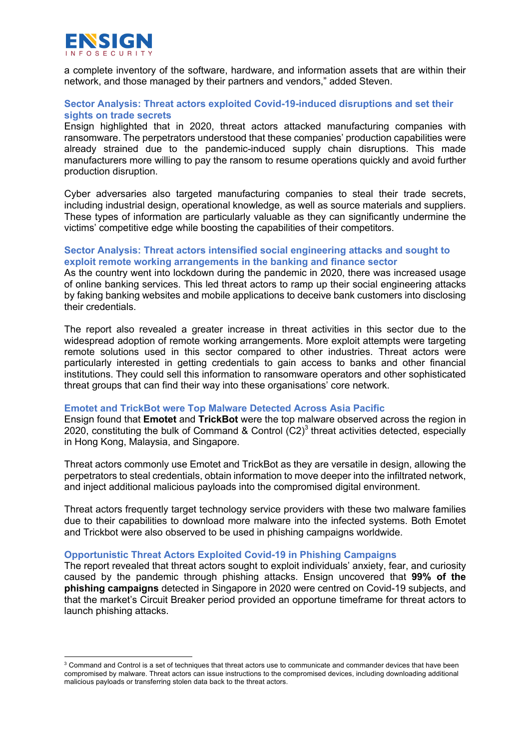a complete inventory of the software, hardware, and information assets that are within their network, and those managed by their partners and vendors," added Steven.

### Sector Analysis: Threat actors exploited Covid-19-induced disruptions and set their sights on trade secrets

Ensign highlighted that in 2020, threat actors attacked manufacturing companies with ransomware. The perpetrators understood that these companies' production capabilities were already strained due to the pandemic-induced supply chain disruptions. This made manufacturers more willing to pay the ransom to resume operations quickly and avoid further production disruption.

Cyber adversaries also targeted manufacturing companies to steal their trade secrets, including industrial design, operational knowledge, as well as source materials and suppliers. These types of information are particularly valuable as they can significantly undermine the victims' competitive edge while boosting the capabilities of their competitors.

### Sector Analysis: Threat actors intensified social engineering attacks and sought to exploit remote working arrangements in the banking and finance sector

As the country went into lockdown during the pandemic in 2020, there was increased usage of online banking services. This led threat actors to ramp up their social engineering attacks by faking banking websites and mobile applications to deceive bank customers into disclosing their credentials.

The report also revealed a greater increase in threat activities in this sector due to the widespread adoption of remote working arrangements. More exploit attempts were targeting remote solutions used in this sector compared to other industries. Threat actors were particularly interested in getting credentials to gain access to banks and other financial institutions. They could sell this information to ransomware operators and other sophisticated threat groups that can find their way into these organisations' core network.

### Emotet and TrickBot were Top Malware Detected Across Asia Pacific

Ensign found that **Emotet** and **TrickBot** were the top malware observed across the region in 2020, constituting the bulk of Command & Control (C2)[3] threat activities detected, especially in Hong Kong, Malaysia, and Singapore.

Threat actors commonly use Emotet and TrickBot as they are versatile in design, allowing the perpetrators to steal credentials, obtain information to move deeper into the infiltrated network, and inject additional malicious payloads into the compromised digital environment.

Threat actors frequently target technology service providers with these two malware families due to their capabilities to download more malware into the infected systems. Both Emotet and Trickbot were also observed to be used in phishing campaigns worldwide.

### Opportunistic Threat Actors Exploited Covid-19 in Phishing Campaigns

The report revealed that threat actors sought to exploit individuals' anxiety, fear, and curiosity caused by the pandemic through phishing attacks. Ensign uncovered that **99% of the phishing campaigns** detected in Singapore in 2020 were centred on Covid-19 subjects, and that the market's Circuit Breaker period provided an opportune timeframe for threat actors to launch phishing attacks.

---

[3] Command and Control is a set of techniques that threat actors use to communicate and commander devices that have been compromised by malware. Threat actors can issue instructions to the compromised devices, including downloading additional malicious payloads or transferring stolen data back to the threat actors.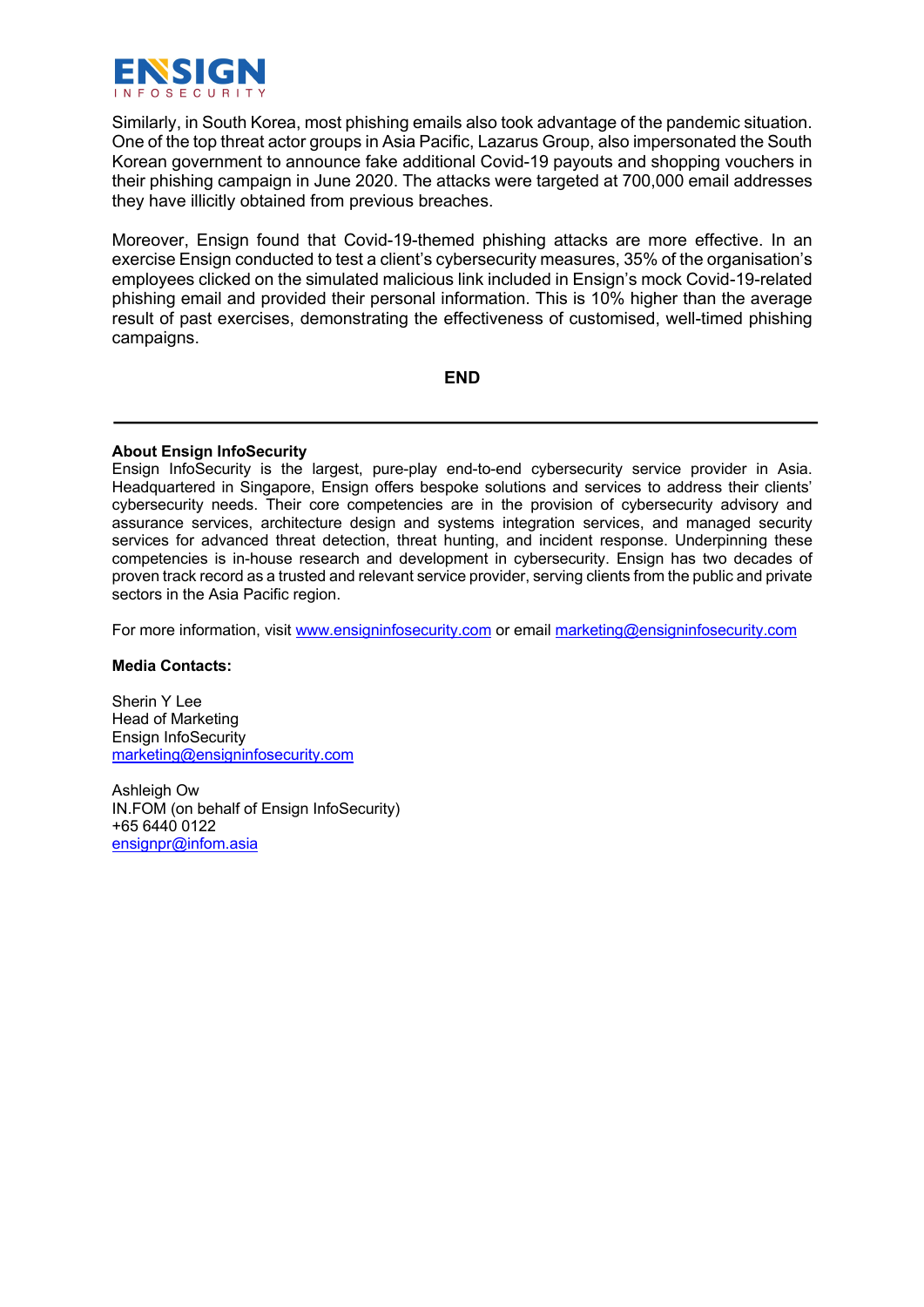Similarly, in South Korea, most phishing emails also took advantage of the pandemic situation. One of the top threat actor groups in Asia Pacific, Lazarus Group, also impersonated the South Korean government to announce fake additional Covid-19 payouts and shopping vouchers in their phishing campaign in June 2020. The attacks were targeted at 700,000 email addresses they have illicitly obtained from previous breaches.

Moreover, Ensign found that Covid-19-themed phishing attacks are more effective. In an exercise Ensign conducted to test a client's cybersecurity measures, 35% of the organisation's employees clicked on the simulated malicious link included in Ensign's mock Covid-19-related phishing email and provided their personal information. This is 10% higher than the average result of past exercises, demonstrating the effectiveness of customised, well-timed phishing campaigns.

**END**

---

**About Ensign InfoSecurity**

Ensign InfoSecurity is the largest, pure-play end-to-end cybersecurity service provider in Asia. Headquartered in Singapore, Ensign offers bespoke solutions and services to address their clients' cybersecurity needs. Their core competencies are in the provision of cybersecurity advisory and assurance services, architecture design and systems integration services, and managed security services for advanced threat detection, threat hunting, and incident response. Underpinning these competencies is in-house research and development in cybersecurity. Ensign has two decades of proven track record as a trusted and relevant service provider, serving clients from the public and private sectors in the Asia Pacific region.

For more information, visit www.ensigninfosecurity.com or email marketing@ensigninfosecurity.com

**Media Contacts:**

Sherin Y Lee
Head of Marketing
Ensign InfoSecurity
marketing@ensigninfosecurity.com

Ashleigh Ow
IN.FOM (on behalf of Ensign InfoSecurity)
+65 6440 0122
ensignpr@infom.asia